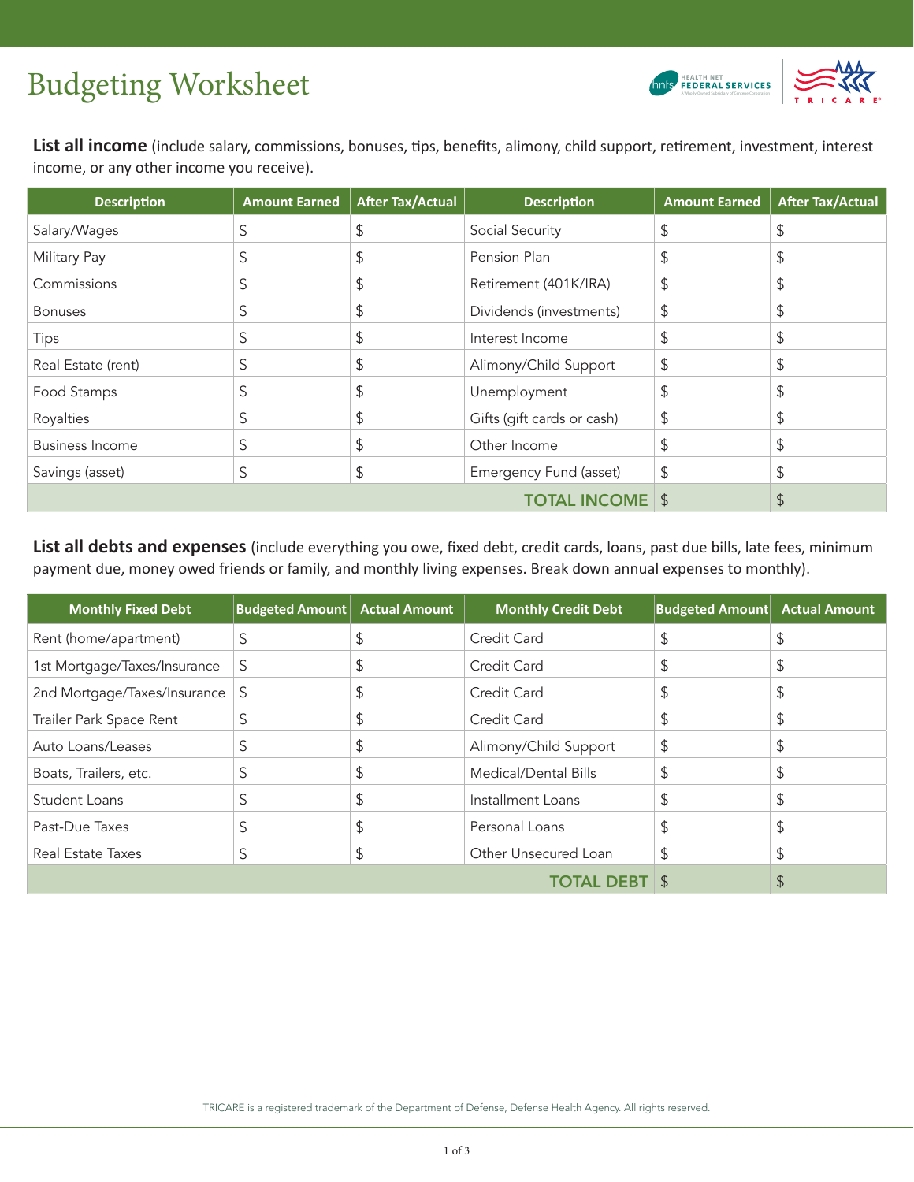# Budgeting Worksheet

**List all income** (include salary, commissions, bonuses, tips, benefits, alimony, child support, retirement, investment, interest income, or any other income you receive).

| Description | Amount Earned | After Tax/Actual | Description | Amount Earned | After Tax/Actual |
|---|---|---|---|---|---|
| Salary/Wages | $ | $ | Social Security | $ | $ |
| Military Pay | $ | $ | Pension Plan | $ | $ |
| Commissions | $ | $ | Retirement (401K/IRA) | $ | $ |
| Bonuses | $ | $ | Dividends (investments) | $ | $ |
| Tips | $ | $ | Interest Income | $ | $ |
| Real Estate (rent) | $ | $ | Alimony/Child Support | $ | $ |
| Food Stamps | $ | $ | Unemployment | $ | $ |
| Royalties | $ | $ | Gifts (gift cards or cash) | $ | $ |
| Business Income | $ | $ | Other Income | $ | $ |
| Savings (asset) | $ | $ | Emergency Fund (asset) | $ | $ |
| | | | **TOTAL INCOME** | $ | $ |

**List all debts and expenses** (include everything you owe, fixed debt, credit cards, loans, past due bills, late fees, minimum payment due, money owed friends or family, and monthly living expenses. Break down annual expenses to monthly).

| Monthly Fixed Debt | Budgeted Amount | Actual Amount | Monthly Credit Debt | Budgeted Amount | Actual Amount |
|---|---|---|---|---|---|
| Rent (home/apartment) | $ | $ | Credit Card | $ | $ |
| 1st Mortgage/Taxes/Insurance | $ | $ | Credit Card | $ | $ |
| 2nd Mortgage/Taxes/Insurance | $ | $ | Credit Card | $ | $ |
| Trailer Park Space Rent | $ | $ | Credit Card | $ | $ |
| Auto Loans/Leases | $ | $ | Alimony/Child Support | $ | $ |
| Boats, Trailers, etc. | $ | $ | Medical/Dental Bills | $ | $ |
| Student Loans | $ | $ | Installment Loans | $ | $ |
| Past-Due Taxes | $ | $ | Personal Loans | $ | $ |
| Real Estate Taxes | $ | $ | Other Unsecured Loan | $ | $ |
| | | | **TOTAL DEBT** | $ | $ |

TRICARE is a registered trademark of the Department of Defense, Defense Health Agency. All rights reserved.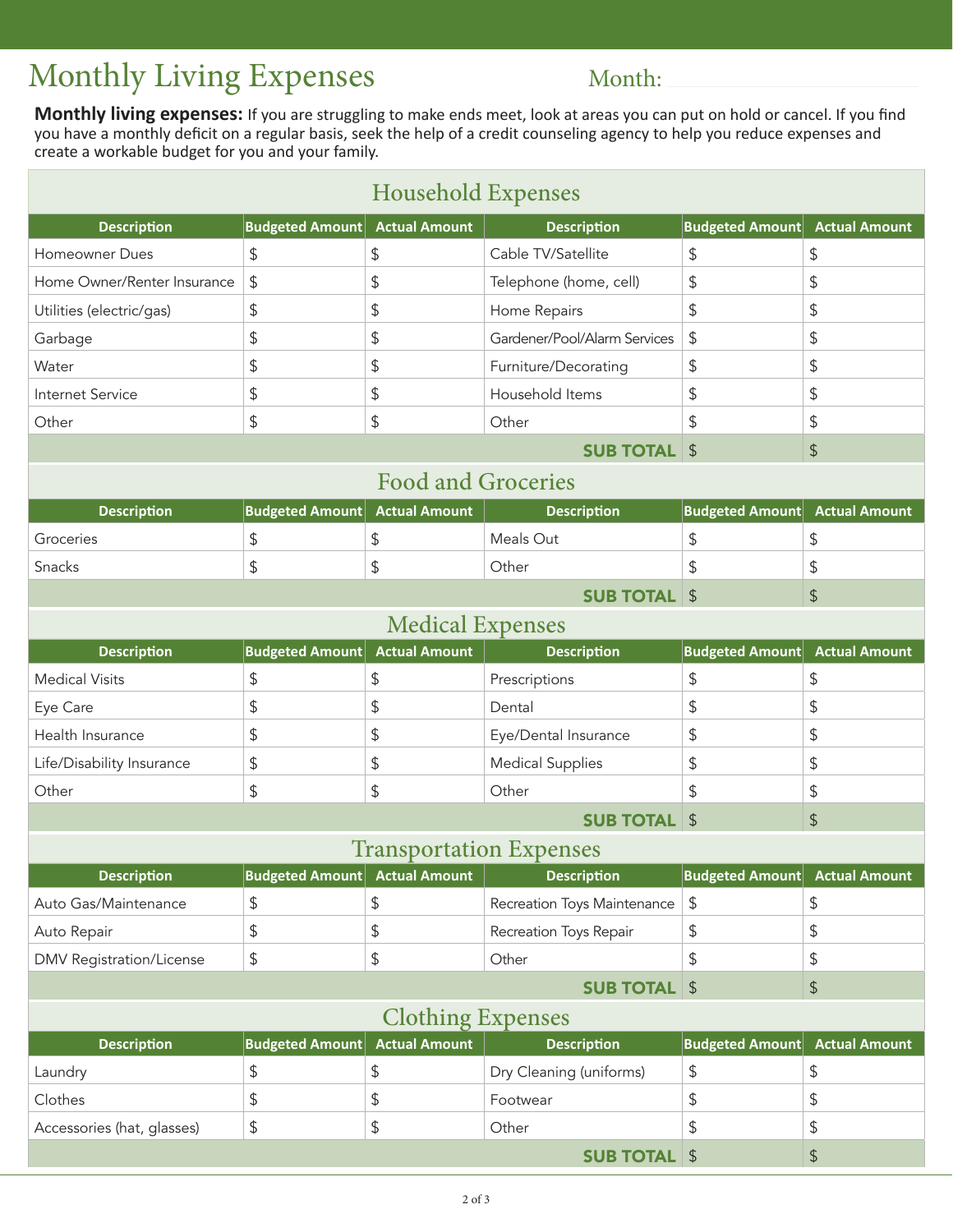# Monthly Living Expenses

Month: \_\_\_\_\_\_\_\_\_\_\_\_\_\_\_\_\_\_\_\_

**Monthly living expenses:** If you are struggling to make ends meet, look at areas you can put on hold or cancel. If you find you have a monthly deficit on a regular basis, seek the help of a credit counseling agency to help you reduce expenses and create a workable budget for you and your family.

## Household Expenses

| Description | Budgeted Amount | Actual Amount | Description | Budgeted Amount | Actual Amount |
|---|---|---|---|---|---|
| Homeowner Dues | $ | $ | Cable TV/Satellite | $ | $ |
| Home Owner/Renter Insurance | $ | $ | Telephone (home, cell) | $ | $ |
| Utilities (electric/gas) | $ | $ | Home Repairs | $ | $ |
| Garbage | $ | $ | Gardener/Pool/Alarm Services | $ | $ |
| Water | $ | $ | Furniture/Decorating | $ | $ |
| Internet Service | $ | $ | Household Items | $ | $ |
| Other | $ | $ | Other | $ | $ |
| | | | **SUB TOTAL** | $ | $ |

## Food and Groceries

| Description | Budgeted Amount | Actual Amount | Description | Budgeted Amount | Actual Amount |
|---|---|---|---|---|---|
| Groceries | $ | $ | Meals Out | $ | $ |
| Snacks | $ | $ | Other | $ | $ |
| | | | **SUB TOTAL** | $ | $ |

## Medical Expenses

| Description | Budgeted Amount | Actual Amount | Description | Budgeted Amount | Actual Amount |
|---|---|---|---|---|---|
| Medical Visits | $ | $ | Prescriptions | $ | $ |
| Eye Care | $ | $ | Dental | $ | $ |
| Health Insurance | $ | $ | Eye/Dental Insurance | $ | $ |
| Life/Disability Insurance | $ | $ | Medical Supplies | $ | $ |
| Other | $ | $ | Other | $ | $ |
| | | | **SUB TOTAL** | $ | $ |

## Transportation Expenses

| Description | Budgeted Amount | Actual Amount | Description | Budgeted Amount | Actual Amount |
|---|---|---|---|---|---|
| Auto Gas/Maintenance | $ | $ | Recreation Toys Maintenance | $ | $ |
| Auto Repair | $ | $ | Recreation Toys Repair | $ | $ |
| DMV Registration/License | $ | $ | Other | $ | $ |
| | | | **SUB TOTAL** | $ | $ |

## Clothing Expenses

| Description | Budgeted Amount | Actual Amount | Description | Budgeted Amount | Actual Amount |
|---|---|---|---|---|---|
| Laundry | $ | $ | Dry Cleaning (uniforms) | $ | $ |
| Clothes | $ | $ | Footwear | $ | $ |
| Accessories (hat, glasses) | $ | $ | Other | $ | $ |
| | | | **SUB TOTAL** | $ | $ |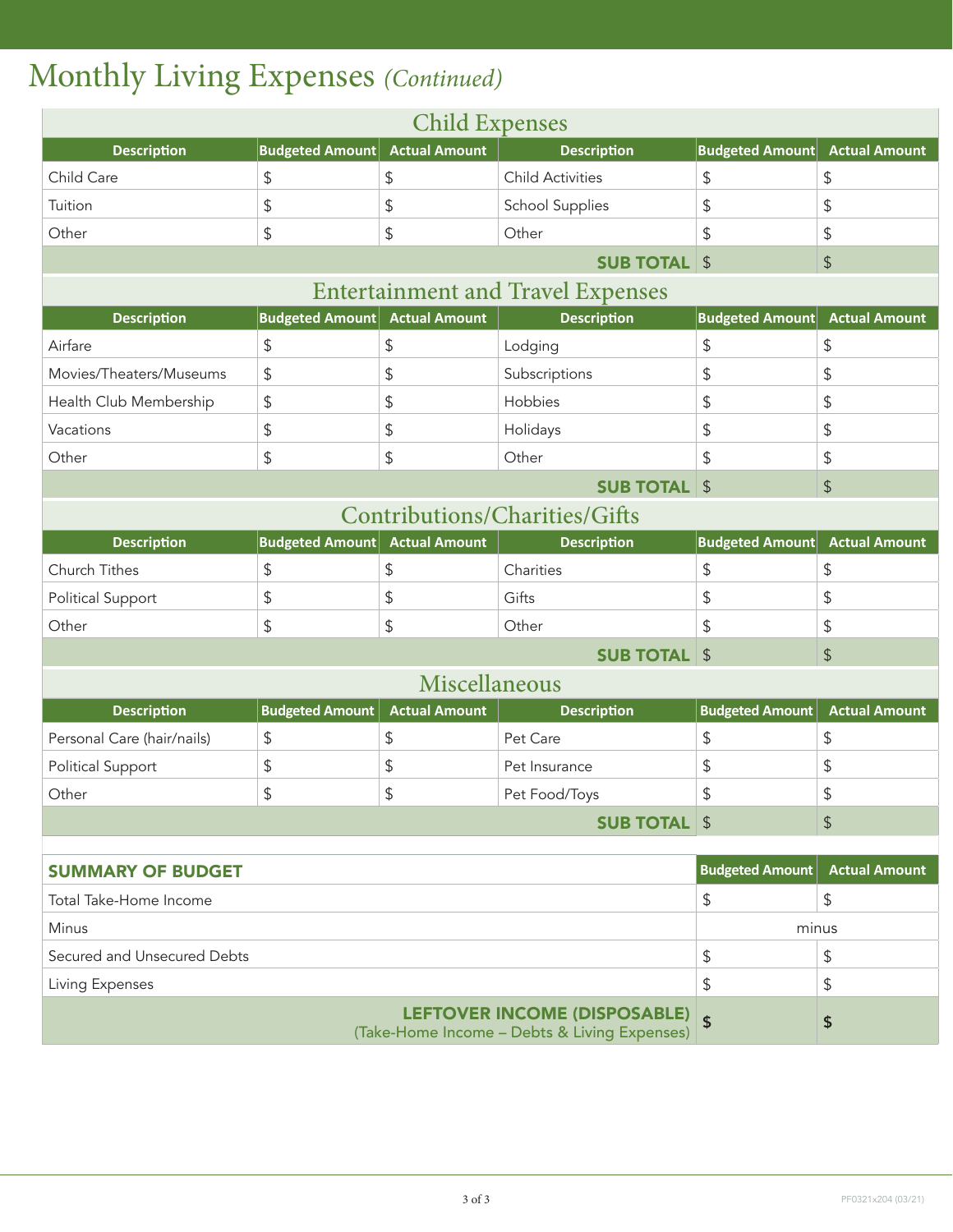# Monthly Living Expenses *(Continued)*

## Child Expenses

| Description | Budgeted Amount | Actual Amount | Description | Budgeted Amount | Actual Amount |
|---|---|---|---|---|---|
| Child Care | $ | $ | Child Activities | $ | $ |
| Tuition | $ | $ | School Supplies | $ | $ |
| Other | $ | $ | Other | $ | $ |
| | | | **SUB TOTAL** | $ | $ |

## Entertainment and Travel Expenses

| Description | Budgeted Amount | Actual Amount | Description | Budgeted Amount | Actual Amount |
|---|---|---|---|---|---|
| Airfare | $ | $ | Lodging | $ | $ |
| Movies/Theaters/Museums | $ | $ | Subscriptions | $ | $ |
| Health Club Membership | $ | $ | Hobbies | $ | $ |
| Vacations | $ | $ | Holidays | $ | $ |
| Other | $ | $ | Other | $ | $ |
| | | | **SUB TOTAL** | $ | $ |

## Contributions/Charities/Gifts

| Description | Budgeted Amount | Actual Amount | Description | Budgeted Amount | Actual Amount |
|---|---|---|---|---|---|
| Church Tithes | $ | $ | Charities | $ | $ |
| Political Support | $ | $ | Gifts | $ | $ |
| Other | $ | $ | Other | $ | $ |
| | | | **SUB TOTAL** | $ | $ |

## Miscellaneous

| Description | Budgeted Amount | Actual Amount | Description | Budgeted Amount | Actual Amount |
|---|---|---|---|---|---|
| Personal Care (hair/nails) | $ | $ | Pet Care | $ | $ |
| Political Support | $ | $ | Pet Insurance | $ | $ |
| Other | $ | $ | Pet Food/Toys | $ | $ |
| | | | **SUB TOTAL** | $ | $ |

| **SUMMARY OF BUDGET** | Budgeted Amount | Actual Amount |
|---|---|---|
| Total Take-Home Income | $ | $ |
| Minus | minus | |
| Secured and Unsecured Debts | $ | $ |
| Living Expenses | $ | $ |
| **LEFTOVER INCOME (DISPOSABLE)** (Take-Home Income – Debts & Living Expenses) | **$** | **$** |

PF0321x204 (03/21)